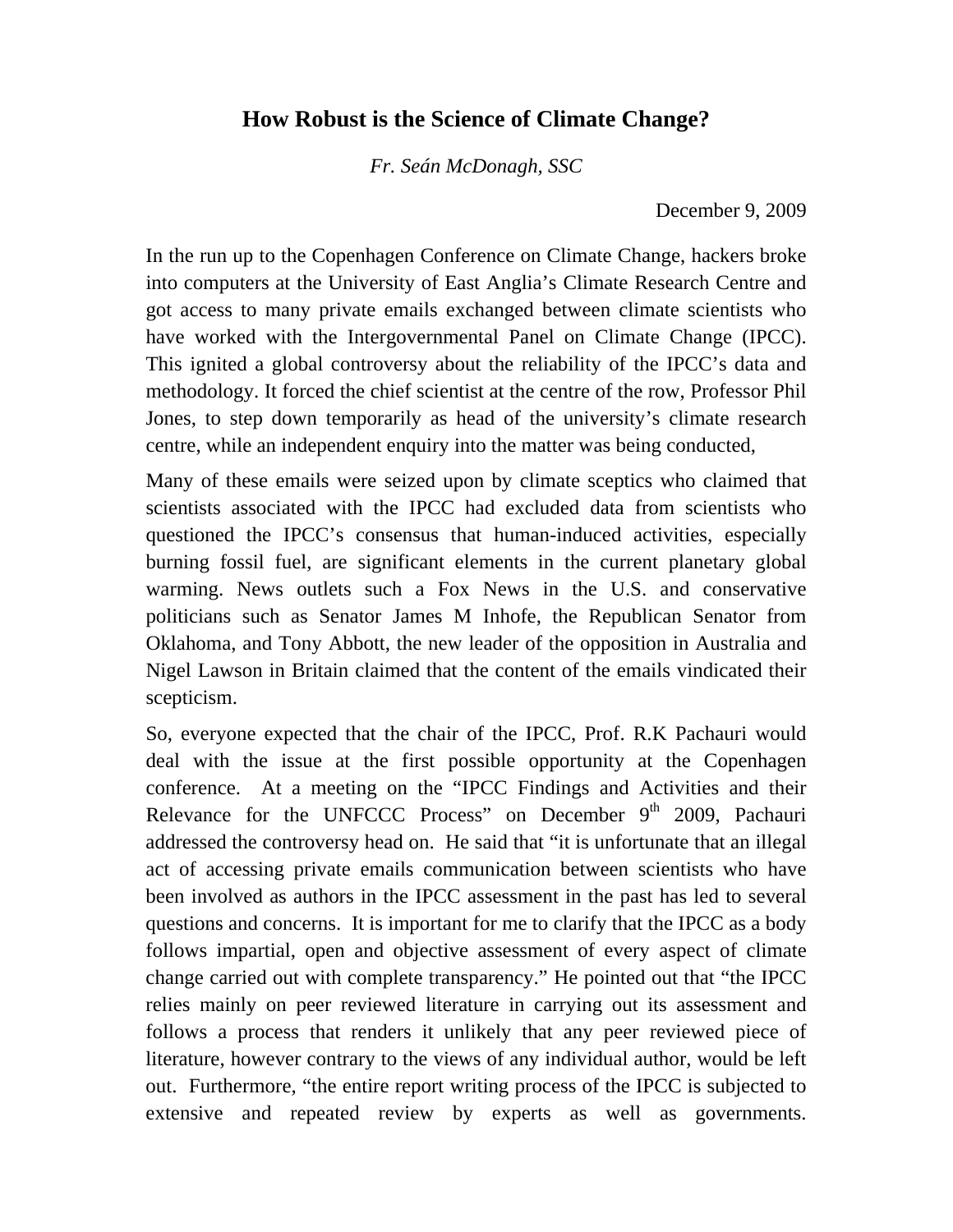# How Robust is the Science of Climate Change?

*Fr. Seán McDonagh, SSC*

December 9, 2009

In the run up to the Copenhagen Conference on Climate Change, hackers broke into computers at the University of East Anglia's Climate Research Centre and got access to many private emails exchanged between climate scientists who have worked with the Intergovernmental Panel on Climate Change (IPCC). This ignited a global controversy about the reliability of the IPCC's data and methodology. It forced the chief scientist at the centre of the row, Professor Phil Jones, to step down temporarily as head of the university's climate research centre, while an independent enquiry into the matter was being conducted,

Many of these emails were seized upon by climate sceptics who claimed that scientists associated with the IPCC had excluded data from scientists who questioned the IPCC's consensus that human-induced activities, especially burning fossil fuel, are significant elements in the current planetary global warming. News outlets such a Fox News in the U.S. and conservative politicians such as Senator James M Inhofe, the Republican Senator from Oklahoma, and Tony Abbott, the new leader of the opposition in Australia and Nigel Lawson in Britain claimed that the content of the emails vindicated their scepticism.

So, everyone expected that the chair of the IPCC, Prof. R.K Pachauri would deal with the issue at the first possible opportunity at the Copenhagen conference. At a meeting on the "IPCC Findings and Activities and their Relevance for the UNFCCC Process" on December 9th 2009, Pachauri addressed the controversy head on. He said that "it is unfortunate that an illegal act of accessing private emails communication between scientists who have been involved as authors in the IPCC assessment in the past has led to several questions and concerns. It is important for me to clarify that the IPCC as a body follows impartial, open and objective assessment of every aspect of climate change carried out with complete transparency." He pointed out that "the IPCC relies mainly on peer reviewed literature in carrying out its assessment and follows a process that renders it unlikely that any peer reviewed piece of literature, however contrary to the views of any individual author, would be left out. Furthermore, "the entire report writing process of the IPCC is subjected to extensive and repeated review by experts as well as governments.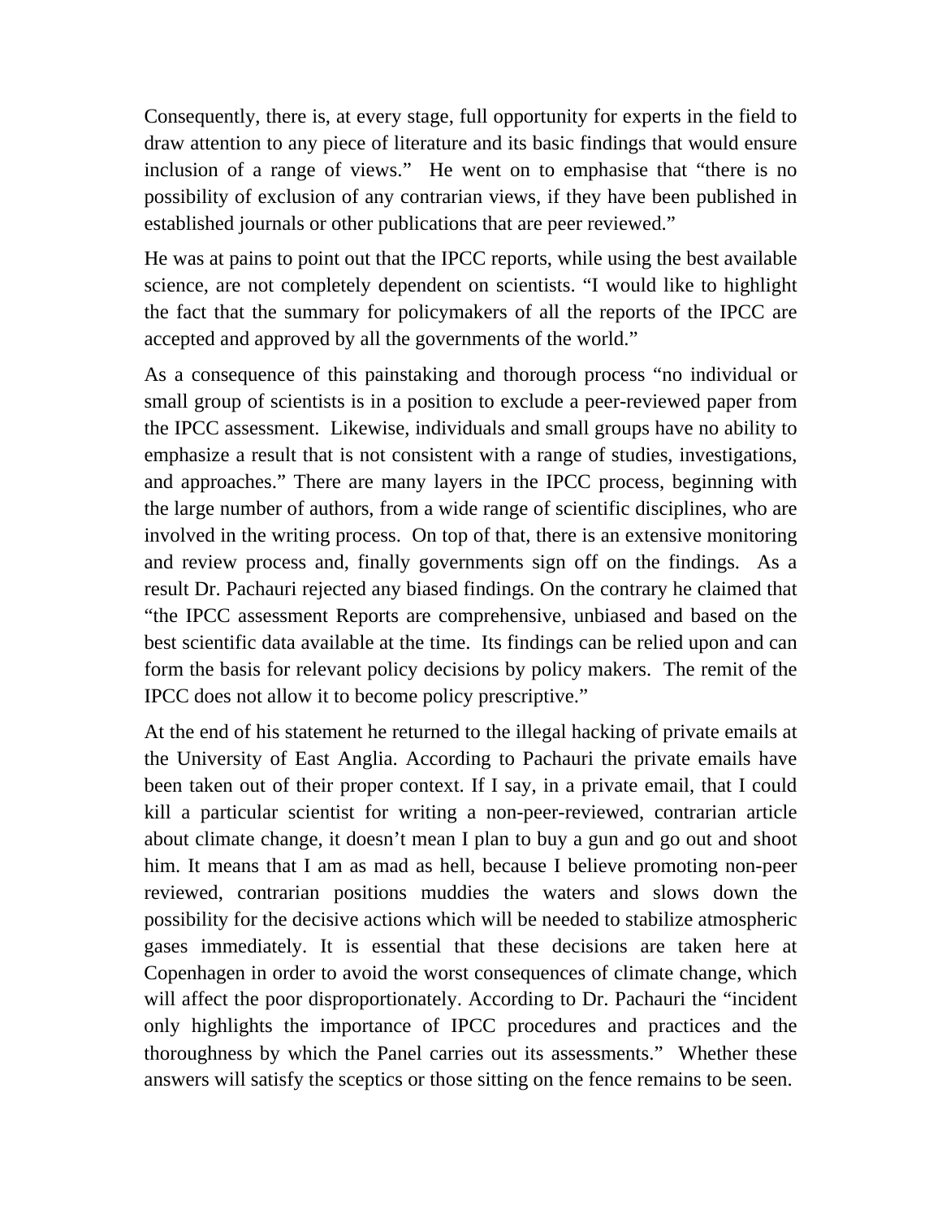Consequently, there is, at every stage, full opportunity for experts in the field to draw attention to any piece of literature and its basic findings that would ensure inclusion of a range of views." He went on to emphasise that "there is no possibility of exclusion of any contrarian views, if they have been published in established journals or other publications that are peer reviewed."

He was at pains to point out that the IPCC reports, while using the best available science, are not completely dependent on scientists. "I would like to highlight the fact that the summary for policymakers of all the reports of the IPCC are accepted and approved by all the governments of the world."

As a consequence of this painstaking and thorough process "no individual or small group of scientists is in a position to exclude a peer-reviewed paper from the IPCC assessment. Likewise, individuals and small groups have no ability to emphasize a result that is not consistent with a range of studies, investigations, and approaches." There are many layers in the IPCC process, beginning with the large number of authors, from a wide range of scientific disciplines, who are involved in the writing process. On top of that, there is an extensive monitoring and review process and, finally governments sign off on the findings. As a result Dr. Pachauri rejected any biased findings. On the contrary he claimed that "the IPCC assessment Reports are comprehensive, unbiased and based on the best scientific data available at the time. Its findings can be relied upon and can form the basis for relevant policy decisions by policy makers. The remit of the IPCC does not allow it to become policy prescriptive."

At the end of his statement he returned to the illegal hacking of private emails at the University of East Anglia. According to Pachauri the private emails have been taken out of their proper context. If I say, in a private email, that I could kill a particular scientist for writing a non-peer-reviewed, contrarian article about climate change, it doesn't mean I plan to buy a gun and go out and shoot him. It means that I am as mad as hell, because I believe promoting non-peer reviewed, contrarian positions muddies the waters and slows down the possibility for the decisive actions which will be needed to stabilize atmospheric gases immediately. It is essential that these decisions are taken here at Copenhagen in order to avoid the worst consequences of climate change, which will affect the poor disproportionately. According to Dr. Pachauri the "incident only highlights the importance of IPCC procedures and practices and the thoroughness by which the Panel carries out its assessments." Whether these answers will satisfy the sceptics or those sitting on the fence remains to be seen.